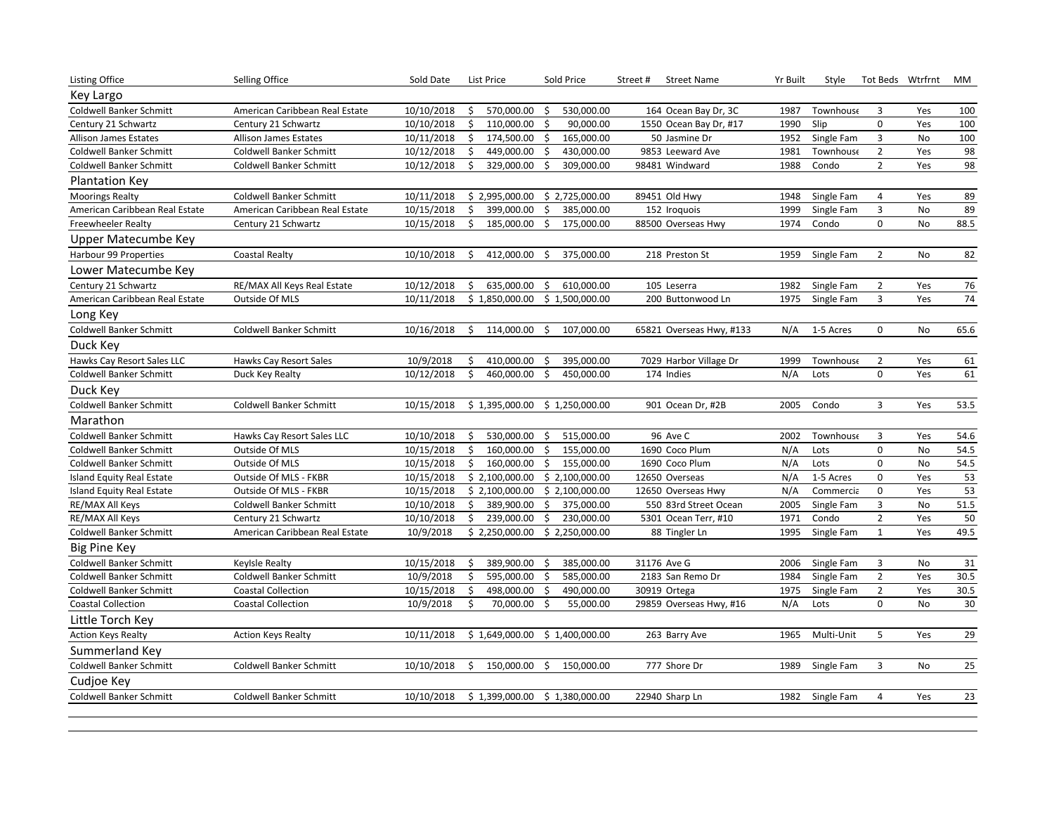| Listing Office | Selling Office | Sold Date | List Price | Sold Price | Street # | Street Name | Yr Built | Style | Tot Beds | Wtrfrnt | MM |
|---|---|---|---|---|---|---|---|---|---|---|---|
| **Key Largo** | | | | | | | | | | | |
| Coldwell Banker Schmitt | American Caribbean Real Estate | 10/10/2018 | $ 570,000.00 | $ 530,000.00 | 164 | Ocean Bay Dr, 3C | 1987 | Townhouse | 3 | Yes | 100 |
| Century 21 Schwartz | Century 21 Schwartz | 10/10/2018 | $ 110,000.00 | $ 90,000.00 | 1550 | Ocean Bay Dr, #17 | 1990 | Slip | 0 | Yes | 100 |
| Allison James Estates | Allison James Estates | 10/11/2018 | $ 174,500.00 | $ 165,000.00 | 50 | Jasmine Dr | 1952 | Single Fam | 3 | No | 100 |
| Coldwell Banker Schmitt | Coldwell Banker Schmitt | 10/12/2018 | $ 449,000.00 | $ 430,000.00 | 9853 | Leeward Ave | 1981 | Townhouse | 2 | Yes | 98 |
| Coldwell Banker Schmitt | Coldwell Banker Schmitt | 10/12/2018 | $ 329,000.00 | $ 309,000.00 | 98481 | Windward | 1988 | Condo | 2 | Yes | 98 |
| **Plantation Key** | | | | | | | | | | | |
| Moorings Realty | Coldwell Banker Schmitt | 10/11/2018 | $ 2,995,000.00 | $ 2,725,000.00 | 89451 | Old Hwy | 1948 | Single Fam | 4 | Yes | 89 |
| American Caribbean Real Estate | American Caribbean Real Estate | 10/15/2018 | $ 399,000.00 | $ 385,000.00 | 152 | Iroquois | 1999 | Single Fam | 3 | No | 89 |
| Freewheeler Realty | Century 21 Schwartz | 10/15/2018 | $ 185,000.00 | $ 175,000.00 | 88500 | Overseas Hwy | 1974 | Condo | 0 | No | 88.5 |
| **Upper Matecumbe Key** | | | | | | | | | | | |
| Harbour 99 Properties | Coastal Realty | 10/10/2018 | $ 412,000.00 | $ 375,000.00 | 218 | Preston St | 1959 | Single Fam | 2 | No | 82 |
| **Lower Matecumbe Key** | | | | | | | | | | | |
| Century 21 Schwartz | RE/MAX All Keys Real Estate | 10/12/2018 | $ 635,000.00 | $ 610,000.00 | 105 | Leserra | 1982 | Single Fam | 2 | Yes | 76 |
| American Caribbean Real Estate | Outside Of MLS | 10/11/2018 | $ 1,850,000.00 | $ 1,500,000.00 | 200 | Buttonwood Ln | 1975 | Single Fam | 3 | Yes | 74 |
| **Long Key** | | | | | | | | | | | |
| Coldwell Banker Schmitt | Coldwell Banker Schmitt | 10/16/2018 | $ 114,000.00 | $ 107,000.00 | 65821 | Overseas Hwy, #133 | N/A | 1-5 Acres | 0 | No | 65.6 |
| **Duck Key** | | | | | | | | | | | |
| Hawks Cay Resort Sales LLC | Hawks Cay Resort Sales | 10/9/2018 | $ 410,000.00 | $ 395,000.00 | 7029 | Harbor Village Dr | 1999 | Townhouse | 2 | Yes | 61 |
| Coldwell Banker Schmitt | Duck Key Realty | 10/12/2018 | $ 460,000.00 | $ 450,000.00 | 174 | Indies | N/A | Lots | 0 | Yes | 61 |
| **Duck Key** | | | | | | | | | | | |
| Coldwell Banker Schmitt | Coldwell Banker Schmitt | 10/15/2018 | $ 1,395,000.00 | $ 1,250,000.00 | 901 | Ocean Dr, #2B | 2005 | Condo | 3 | Yes | 53.5 |
| **Marathon** | | | | | | | | | | | |
| Coldwell Banker Schmitt | Hawks Cay Resort Sales LLC | 10/10/2018 | $ 530,000.00 | $ 515,000.00 | 96 | Ave C | 2002 | Townhouse | 3 | Yes | 54.6 |
| Coldwell Banker Schmitt | Outside Of MLS | 10/15/2018 | $ 160,000.00 | $ 155,000.00 | 1690 | Coco Plum | N/A | Lots | 0 | No | 54.5 |
| Coldwell Banker Schmitt | Outside Of MLS | 10/15/2018 | $ 160,000.00 | $ 155,000.00 | 1690 | Coco Plum | N/A | Lots | 0 | No | 54.5 |
| Island Equity Real Estate | Outside Of MLS - FKBR | 10/15/2018 | $ 2,100,000.00 | $ 2,100,000.00 | 12650 | Overseas | N/A | 1-5 Acres | 0 | Yes | 53 |
| Island Equity Real Estate | Outside Of MLS - FKBR | 10/15/2018 | $ 2,100,000.00 | $ 2,100,000.00 | 12650 | Overseas Hwy | N/A | Commercia | 0 | Yes | 53 |
| RE/MAX All Keys | Coldwell Banker Schmitt | 10/10/2018 | $ 389,900.00 | $ 375,000.00 | 550 | 83rd Street Ocean | 2005 | Single Fam | 3 | No | 51.5 |
| RE/MAX All Keys | Century 21 Schwartz | 10/10/2018 | $ 239,000.00 | $ 230,000.00 | 5301 | Ocean Terr, #10 | 1971 | Condo | 2 | Yes | 50 |
| Coldwell Banker Schmitt | American Caribbean Real Estate | 10/9/2018 | $ 2,250,000.00 | $ 2,250,000.00 | 88 | Tingler Ln | 1995 | Single Fam | 1 | Yes | 49.5 |
| **Big Pine Key** | | | | | | | | | | | |
| Coldwell Banker Schmitt | KeyIsle Realty | 10/15/2018 | $ 389,900.00 | $ 385,000.00 | 31176 | Ave G | 2006 | Single Fam | 3 | No | 31 |
| Coldwell Banker Schmitt | Coldwell Banker Schmitt | 10/9/2018 | $ 595,000.00 | $ 585,000.00 | 2183 | San Remo Dr | 1984 | Single Fam | 2 | Yes | 30.5 |
| Coldwell Banker Schmitt | Coastal Collection | 10/15/2018 | $ 498,000.00 | $ 490,000.00 | 30919 | Ortega | 1975 | Single Fam | 2 | Yes | 30.5 |
| Coastal Collection | Coastal Collection | 10/9/2018 | $ 70,000.00 | $ 55,000.00 | 29859 | Overseas Hwy, #16 | N/A | Lots | 0 | No | 30 |
| **Little Torch Key** | | | | | | | | | | | |
| Action Keys Realty | Action Keys Realty | 10/11/2018 | $ 1,649,000.00 | $ 1,400,000.00 | 263 | Barry Ave | 1965 | Multi-Unit | 5 | Yes | 29 |
| **Summerland Key** | | | | | | | | | | | |
| Coldwell Banker Schmitt | Coldwell Banker Schmitt | 10/10/2018 | $ 150,000.00 | $ 150,000.00 | 777 | Shore Dr | 1989 | Single Fam | 3 | No | 25 |
| **Cudjoe Key** | | | | | | | | | | | |
| Coldwell Banker Schmitt | Coldwell Banker Schmitt | 10/10/2018 | $ 1,399,000.00 | $ 1,380,000.00 | 22940 | Sharp Ln | 1982 | Single Fam | 4 | Yes | 23 |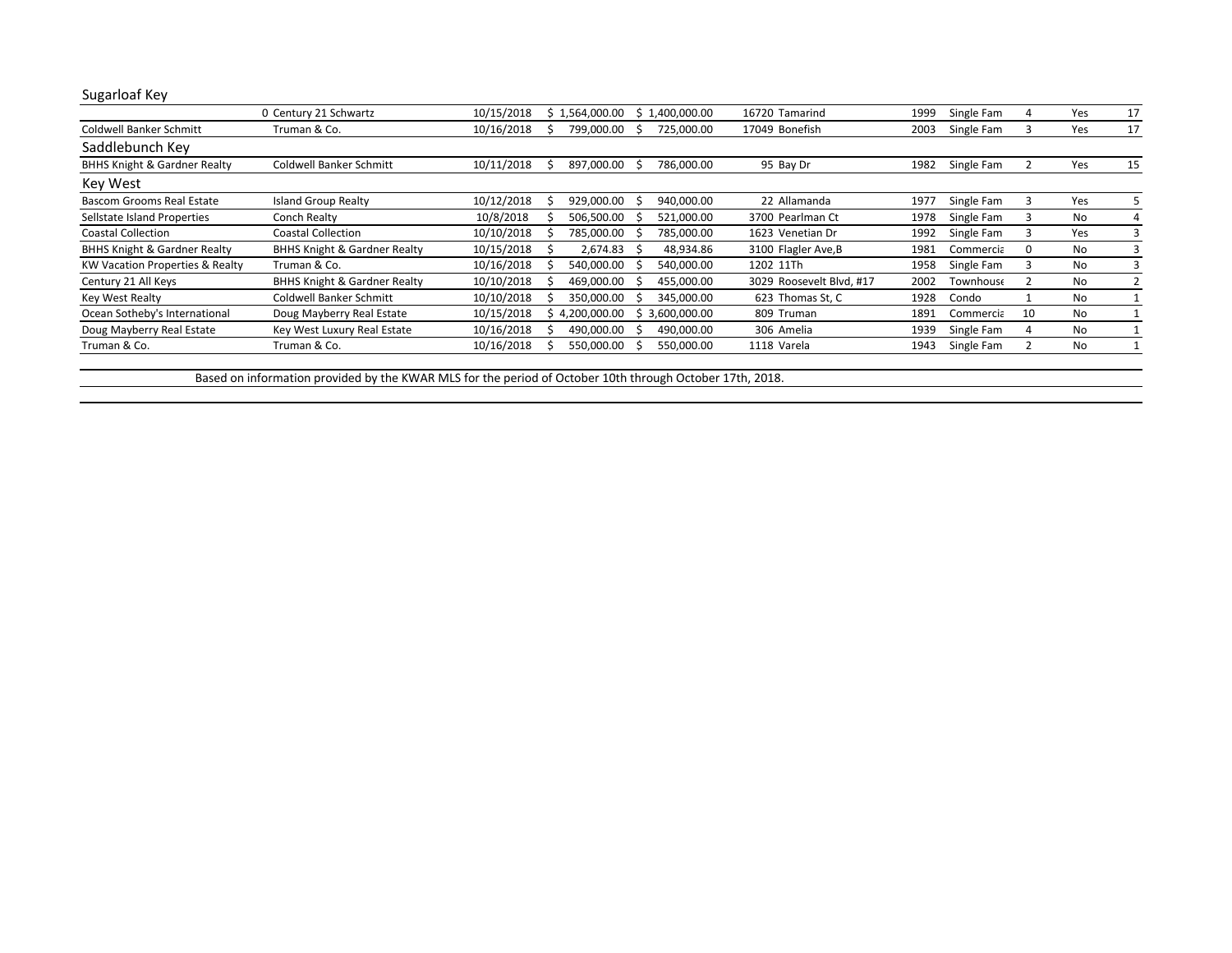## Sugarloaf Key

| | | | | | | | | | | |
|---|---|---|---|---|---|---|---|---|---|---|
| | 0 Century 21 Schwartz | 10/15/2018 | $ 1,564,000.00 | $ 1,400,000.00 | 16720 Tamarind | 1999 | Single Fam | 4 | Yes | 17 |
| Coldwell Banker Schmitt | Truman & Co. | 10/16/2018 | $ 799,000.00 | $ 725,000.00 | 17049 Bonefish | 2003 | Single Fam | 3 | Yes | 17 |

## Saddlebunch Key

| | | | | | | | | | | |
|---|---|---|---|---|---|---|---|---|---|---|
| BHHS Knight & Gardner Realty | Coldwell Banker Schmitt | 10/11/2018 | $ 897,000.00 | $ 786,000.00 | 95 Bay Dr | 1982 | Single Fam | 2 | Yes | 15 |

## Key West

| | | | | | | | | | | |
|---|---|---|---|---|---|---|---|---|---|---|
| Bascom Grooms Real Estate | Island Group Realty | 10/12/2018 | $ 929,000.00 | $ 940,000.00 | 22 Allamanda | 1977 | Single Fam | 3 | Yes | 5 |
| Sellstate Island Properties | Conch Realty | 10/8/2018 | $ 506,500.00 | $ 521,000.00 | 3700 Pearlman Ct | 1978 | Single Fam | 3 | No | 4 |
| Coastal Collection | Coastal Collection | 10/10/2018 | $ 785,000.00 | $ 785,000.00 | 1623 Venetian Dr | 1992 | Single Fam | 3 | Yes | 3 |
| BHHS Knight & Gardner Realty | BHHS Knight & Gardner Realty | 10/15/2018 | $ 2,674.83 | $ 48,934.86 | 3100 Flagler Ave,B | 1981 | Commercia | 0 | No | 3 |
| KW Vacation Properties & Realty | Truman & Co. | 10/16/2018 | $ 540,000.00 | $ 540,000.00 | 1202 11Th | 1958 | Single Fam | 3 | No | 3 |
| Century 21 All Keys | BHHS Knight & Gardner Realty | 10/10/2018 | $ 469,000.00 | $ 455,000.00 | 3029 Roosevelt Blvd, #17 | 2002 | Townhouse | 2 | No | 2 |
| Key West Realty | Coldwell Banker Schmitt | 10/10/2018 | $ 350,000.00 | $ 345,000.00 | 623 Thomas St, C | 1928 | Condo | 1 | No | 1 |
| Ocean Sotheby's International | Doug Mayberry Real Estate | 10/15/2018 | $ 4,200,000.00 | $ 3,600,000.00 | 809 Truman | 1891 | Commercia | 10 | No | 1 |
| Doug Mayberry Real Estate | Key West Luxury Real Estate | 10/16/2018 | $ 490,000.00 | $ 490,000.00 | 306 Amelia | 1939 | Single Fam | 4 | No | 1 |
| Truman & Co. | Truman & Co. | 10/16/2018 | $ 550,000.00 | $ 550,000.00 | 1118 Varela | 1943 | Single Fam | 2 | No | 1 |

Based on information provided by the KWAR MLS for the period of October 10th through October 17th, 2018.